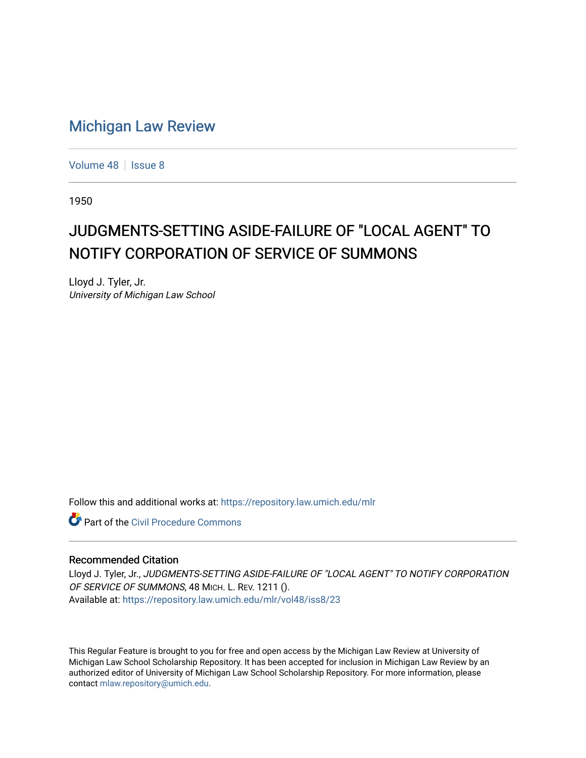# Michigan Law Review

Volume 48 | Issue 8

1950

## JUDGMENTS-SETTING ASIDE-FAILURE OF "LOCAL AGENT" TO NOTIFY CORPORATION OF SERVICE OF SUMMONS

Lloyd J. Tyler, Jr.
*University of Michigan Law School*

Follow this and additional works at: https://repository.law.umich.edu/mlr

Part of the Civil Procedure Commons

### Recommended Citation

Lloyd J. Tyler, Jr., *JUDGMENTS-SETTING ASIDE-FAILURE OF "LOCAL AGENT" TO NOTIFY CORPORATION OF SERVICE OF SUMMONS*, 48 MICH. L. REV. 1211 ().
Available at: https://repository.law.umich.edu/mlr/vol48/iss8/23

This Regular Feature is brought to you for free and open access by the Michigan Law Review at University of Michigan Law School Scholarship Repository. It has been accepted for inclusion in Michigan Law Review by an authorized editor of University of Michigan Law School Scholarship Repository. For more information, please contact mlaw.repository@umich.edu.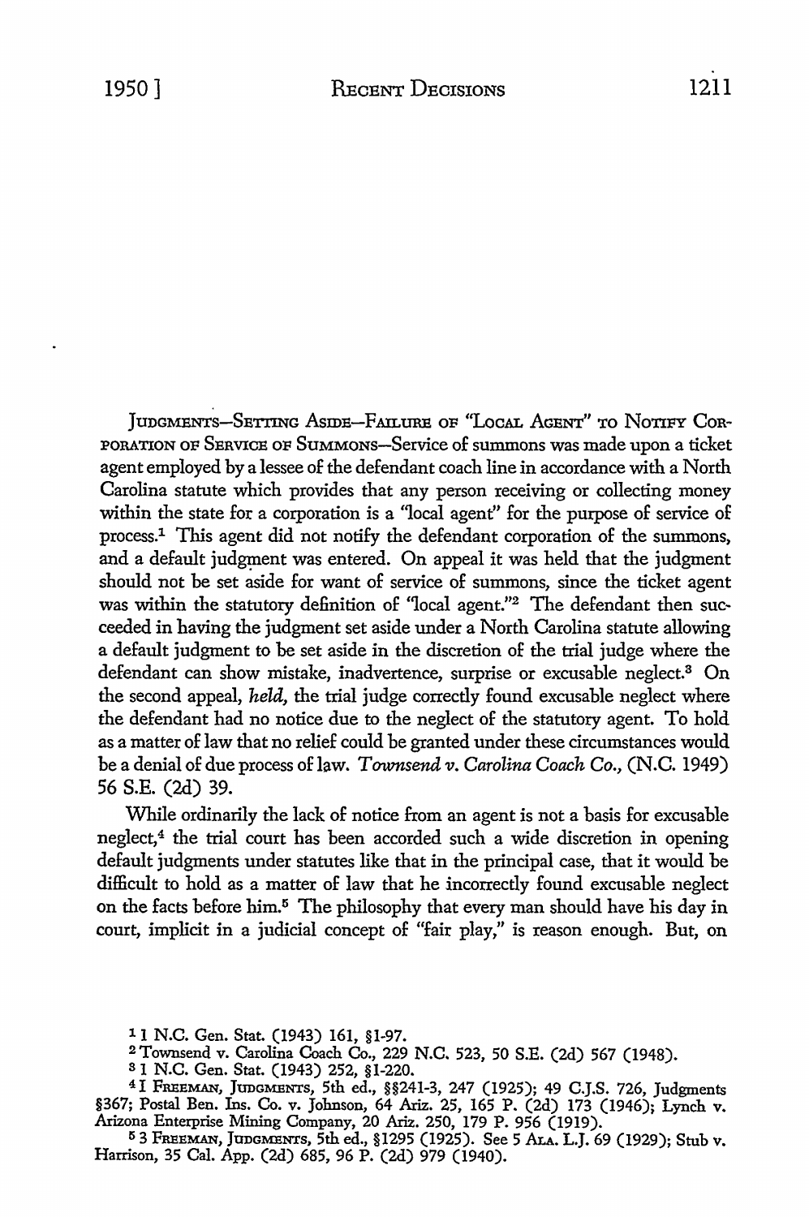JUDGMENTS—SETTING ASIDE—FAILURE OF "LOCAL AGENT" TO NOTIFY CORPORATION OF SERVICE OF SUMMONS—Service of summons was made upon a ticket agent employed by a lessee of the defendant coach line in accordance with a North Carolina statute which provides that any person receiving or collecting money within the state for a corporation is a "local agent" for the purpose of service of process.[1] This agent did not notify the defendant corporation of the summons, and a default judgment was entered. On appeal it was held that the judgment should not be set aside for want of service of summons, since the ticket agent was within the statutory definition of "local agent."[2] The defendant then succeeded in having the judgment set aside under a North Carolina statute allowing a default judgment to be set aside in the discretion of the trial judge where the defendant can show mistake, inadvertence, surprise or excusable neglect.[3] On the second appeal, *held,* the trial judge correctly found excusable neglect where the defendant had no notice due to the neglect of the statutory agent. To hold as a matter of law that no relief could be granted under these circumstances would be a denial of due process of law. *Townsend v. Carolina Coach Co.,* (N.C. 1949) 56 S.E. (2d) 39.

While ordinarily the lack of notice from an agent is not a basis for excusable neglect,[4] the trial court has been accorded such a wide discretion in opening default judgments under statutes like that in the principal case, that it would be difficult to hold as a matter of law that he incorrectly found excusable neglect on the facts before him.[5] The philosophy that every man should have his day in court, implicit in a judicial concept of "fair play," is reason enough. But, on

---

[1] 1 N.C. Gen. Stat. (1943) 161, §1-97.

[2] Townsend v. Carolina Coach Co., 229 N.C. 523, 50 S.E. (2d) 567 (1948).

[3] 1 N.C. Gen. Stat. (1943) 252, §1-220.

[4] 1 FREEMAN, JUDGMENTS, 5th ed., §§241-3, 247 (1925); 49 C.J.S. 726, Judgments §367; Postal Ben. Ins. Co. v. Johnson, 64 Ariz. 25, 165 P. (2d) 173 (1946); Lynch v. Arizona Enterprise Mining Company, 20 Ariz. 250, 179 P. 956 (1919).

[5] 3 FREEMAN, JUDGMENTS, 5th ed., §1295 (1925). See 5 ALA. L.J. 69 (1929); Stub v. Harrison, 35 Cal. App. (2d) 685, 96 P. (2d) 979 (1940).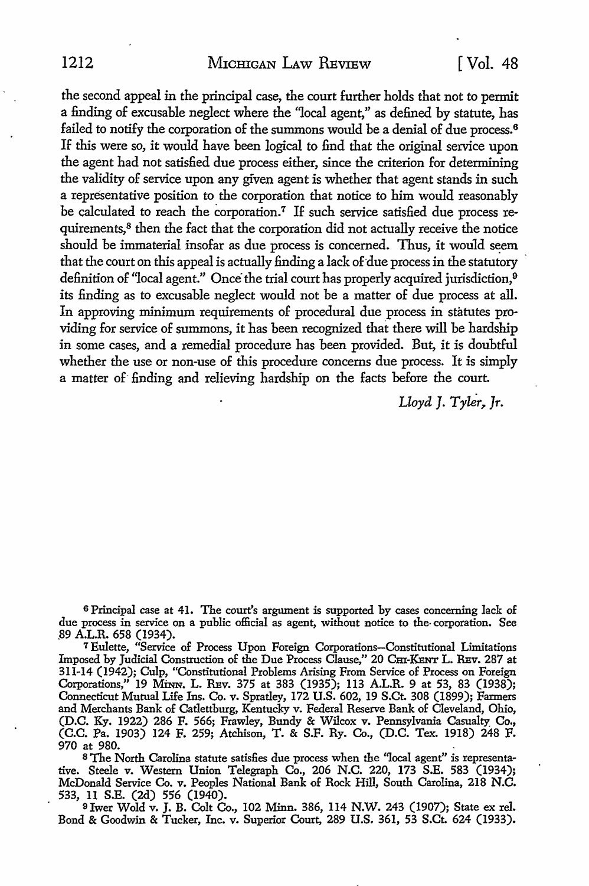the second appeal in the principal case, the court further holds that not to permit a finding of excusable neglect where the "local agent," as defined by statute, has failed to notify the corporation of the summons would be a denial of due process.[6] If this were so, it would have been logical to find that the original service upon the agent had not satisfied due process either, since the criterion for determining the validity of service upon any given agent is whether that agent stands in such a representative position to the corporation that notice to him would reasonably be calculated to reach the corporation.[7] If such service satisfied due process requirements,[8] then the fact that the corporation did not actually receive the notice should be immaterial insofar as due process is concerned. Thus, it would seem that the court on this appeal is actually finding a lack of due process in the statutory definition of "local agent." Once the trial court has properly acquired jurisdiction,[9] its finding as to excusable neglect would not be a matter of due process at all. In approving minimum requirements of procedural due process in statutes providing for service of summons, it has been recognized that there will be hardship in some cases, and a remedial procedure has been provided. But, it is doubtful whether the use or non-use of this procedure concerns due process. It is simply a matter of finding and relieving hardship on the facts before the court.

*Lloyd J. Tyler, Jr.*

---

[6] Principal case at 41. The court's argument is supported by cases concerning lack of due process in service on a public official as agent, without notice to the corporation. See 89 A.L.R. 658 (1934).

[7] Eulette, "Service of Process Upon Foreign Corporations—Constitutional Limitations Imposed by Judicial Construction of the Due Process Clause," 20 CHI-KENT L. REV. 287 at 311-14 (1942); Culp, "Constitutional Problems Arising From Service of Process on Foreign Corporations," 19 MINN. L. REV. 375 at 383 (1935); 113 A.L.R. 9 at 53, 83 (1938); Connecticut Mutual Life Ins. Co. v. Spratley, 172 U.S. 602, 19 S.Ct. 308 (1899); Farmers and Merchants Bank of Catlettburg, Kentucky v. Federal Reserve Bank of Cleveland, Ohio, (D.C. Ky. 1922) 286 F. 566; Frawley, Bundy & Wilcox v. Pennsylvania Casualty Co., (C.C. Pa. 1903) 124 F. 259; Atchison, T. & S.F. Ry. Co., (D.C. Tex. 1918) 248 F. 970 at 980.

[8] The North Carolina statute satisfies due process when the "local agent" is representative. Steele v. Western Union Telegraph Co., 206 N.C. 220, 173 S.E. 583 (1934); McDonald Service Co. v. Peoples National Bank of Rock Hill, South Carolina, 218 N.C. 533, 11 S.E. (2d) 556 (1940).

[9] Iwer Wold v. J. B. Colt Co., 102 Minn. 386, 114 N.W. 243 (1907); State ex rel. Bond & Goodwin & Tucker, Inc. v. Superior Court, 289 U.S. 361, 53 S.Ct. 624 (1933).